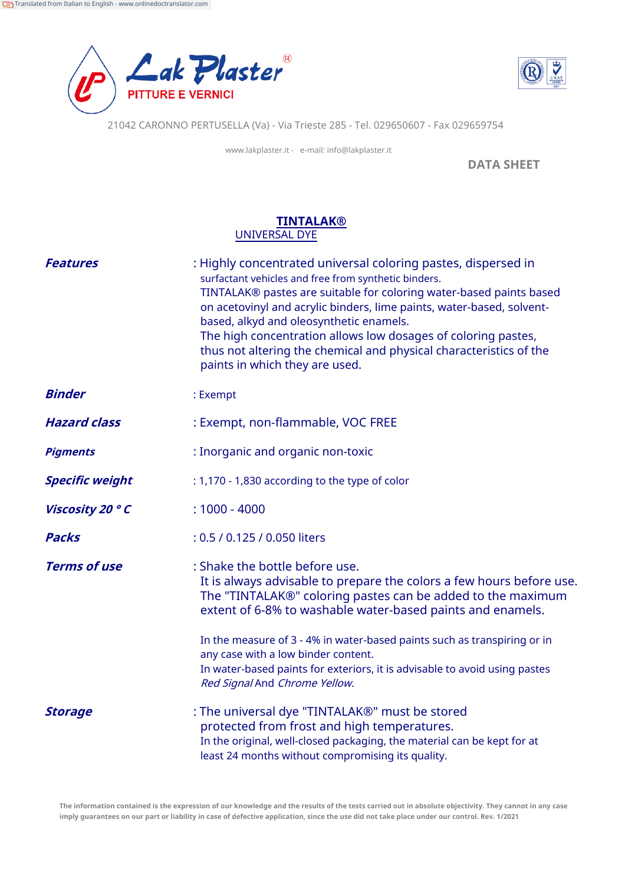Translated from Italian to English - www.onlinedoctranslator.com

**Lak Plaster®**
PITTURE E VERNICI

21042 CARONNO PERTUSELLA (Va) - Via Trieste 285 - Tel. 029650607 - Fax 029659754

www.lakplaster.it - e-mail: info@lakplaster.it

DATA SHEET

# TINTALAK®

UNIVERSAL DYE

***Features***: Highly concentrated universal coloring pastes, dispersed in surfactant vehicles and free from synthetic binders.
TINTALAK® pastes are suitable for coloring water-based paints based on acetovinyl and acrylic binders, lime paints, water-based, solvent-based, alkyd and oleosynthetic enamels.
The high concentration allows low dosages of coloring pastes, thus not altering the chemical and physical characteristics of the paints in which they are used.

***Binder***: Exempt

***Hazard class***: Exempt, non-flammable, VOC FREE

***Pigments***: Inorganic and organic non-toxic

***Specific weight***: 1,170 - 1,830 according to the type of color

***Viscosity 20 ° C***: 1000 - 4000

***Packs***: 0.5 / 0.125 / 0.050 liters

***Terms of use***: Shake the bottle before use.
It is always advisable to prepare the colors a few hours before use.
The "TINTALAK®" coloring pastes can be added to the maximum extent of 6-8% to washable water-based paints and enamels.

In the measure of 3 - 4% in water-based paints such as transpiring or in any case with a low binder content.
In water-based paints for exteriors, it is advisable to avoid using pastes *Red Signal* And *Chrome Yellow.*

***Storage***: The universal dye "TINTALAK®" must be stored protected from frost and high temperatures.
In the original, well-closed packaging, the material can be kept for at least 24 months without compromising its quality.

**The information contained is the expression of our knowledge and the results of the tests carried out in absolute objectivity. They cannot in any case imply guarantees on our part or liability in case of defective application, since the use did not take place under our control. Rev. 1/2021**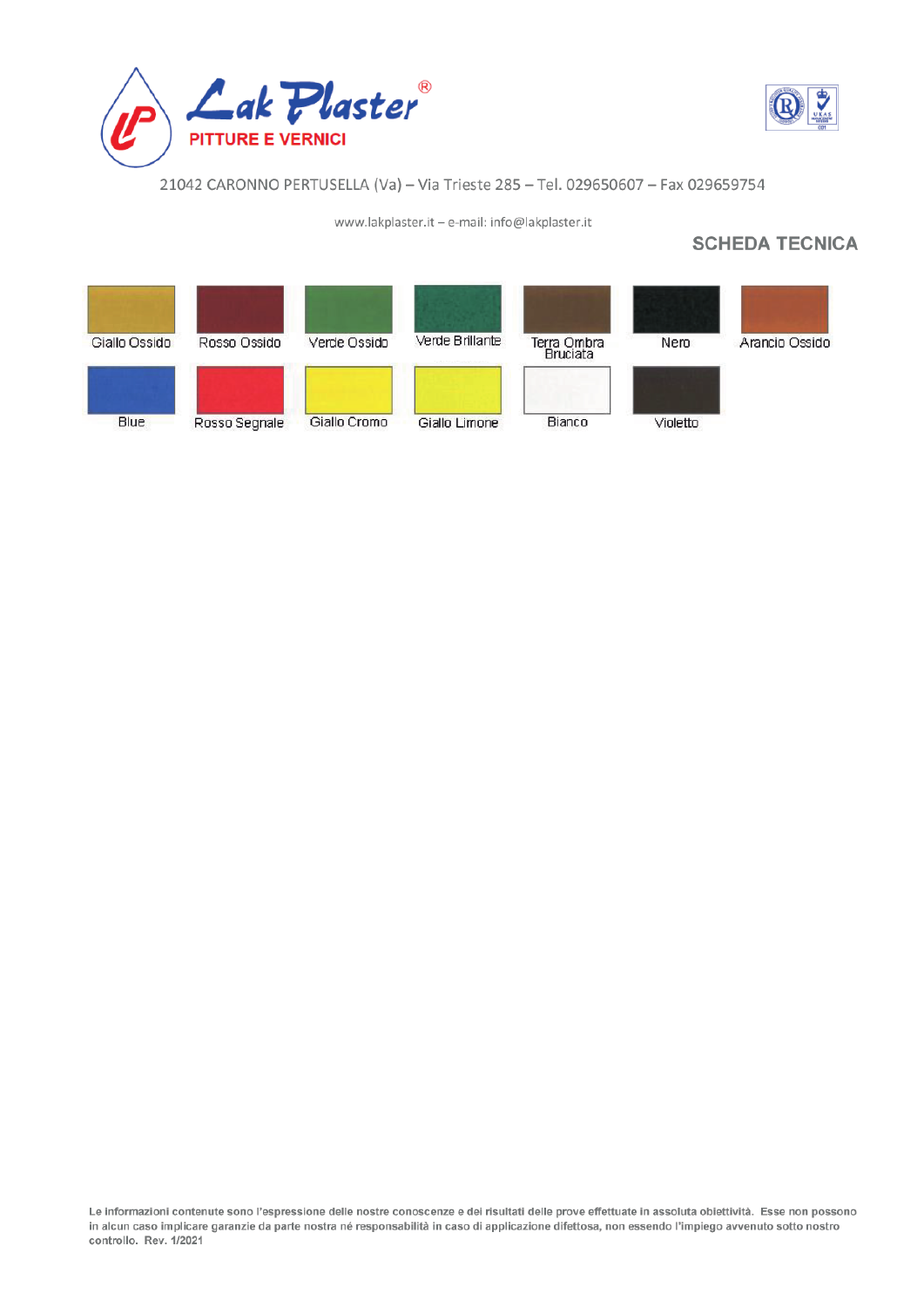21042 CARONNO PERTUSELLA (Va) – Via Trieste 285 – Tel. 029650607 – Fax 029659754

www.lakplaster.it – e-mail: info@lakplaster.it

## SCHEDA TECNICA

Giallo Ossido

Rosso Ossido

Verde Ossido

Verde Brillante

Terra Ombra Bruciata

Nero

Arancio Ossido

Blue

Rosso Segnale

Giallo Cromo

Giallo Limone

Bianco

Violetto

Le informazioni contenute sono l'espressione delle nostre conoscenze e dei risultati delle prove effettuate in assoluta obiettività. Esse non possono in alcun caso implicare garanzie da parte nostra né responsabilità in caso di applicazione difettosa, non essendo l'impiego avvenuto sotto nostro controllo. Rev. 1/2021